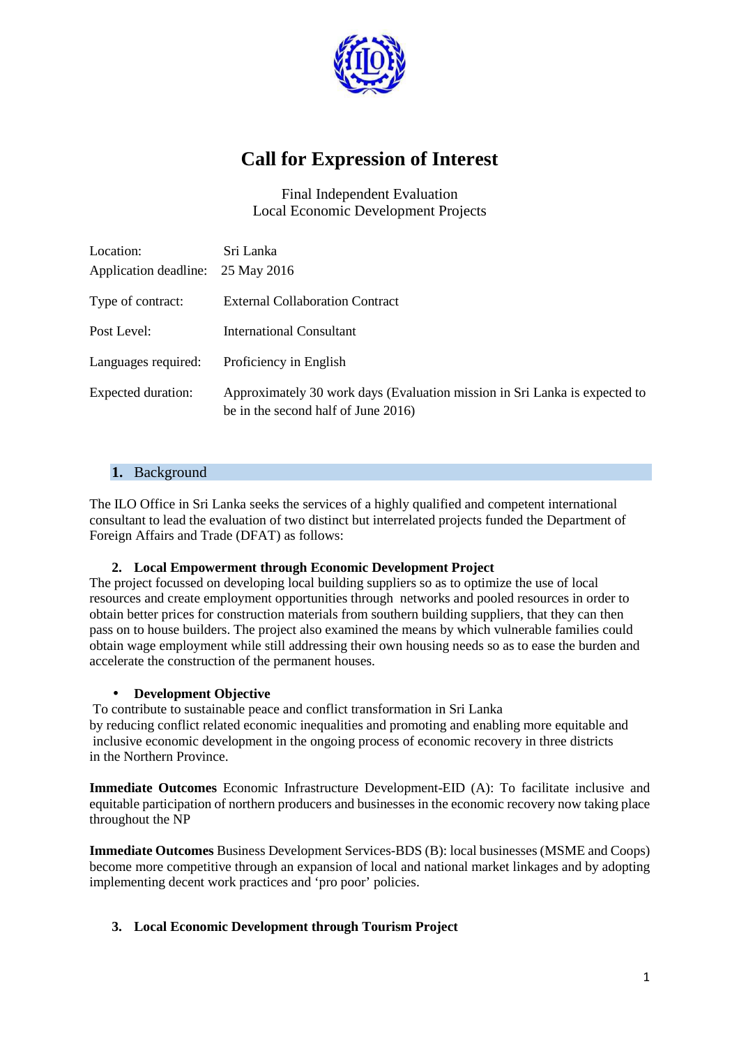# Call for Expression of Interest

Final Independent Evaluation
Local Economic Development Projects

| | |
|---|---|
| Location: | Sri Lanka |
| Application deadline: | 25 May 2016 |
| Type of contract: | External Collaboration Contract |
| Post Level: | International Consultant |
| Languages required: | Proficiency in English |
| Expected duration: | Approximately 30 work days (Evaluation mission in Sri Lanka is expected to be in the second half of June 2016) |

## 1. Background

The ILO Office in Sri Lanka seeks the services of a highly qualified and competent international consultant to lead the evaluation of two distinct but interrelated projects funded the Department of Foreign Affairs and Trade (DFAT) as follows:

### 2. Local Empowerment through Economic Development Project

The project focussed on developing local building suppliers so as to optimize the use of local resources and create employment opportunities through networks and pooled resources in order to obtain better prices for construction materials from southern building suppliers, that they can then pass on to house builders. The project also examined the means by which vulnerable families could obtain wage employment while still addressing their own housing needs so as to ease the burden and accelerate the construction of the permanent houses.

- **Development Objective**

To contribute to sustainable peace and conflict transformation in Sri Lanka by reducing conflict related economic inequalities and promoting and enabling more equitable and inclusive economic development in the ongoing process of economic recovery in three districts in the Northern Province.

**Immediate Outcomes** Economic Infrastructure Development-EID (A): To facilitate inclusive and equitable participation of northern producers and businesses in the economic recovery now taking place throughout the NP

**Immediate Outcomes** Business Development Services-BDS (B): local businesses (MSME and Coops) become more competitive through an expansion of local and national market linkages and by adopting implementing decent work practices and 'pro poor' policies.

### 3. Local Economic Development through Tourism Project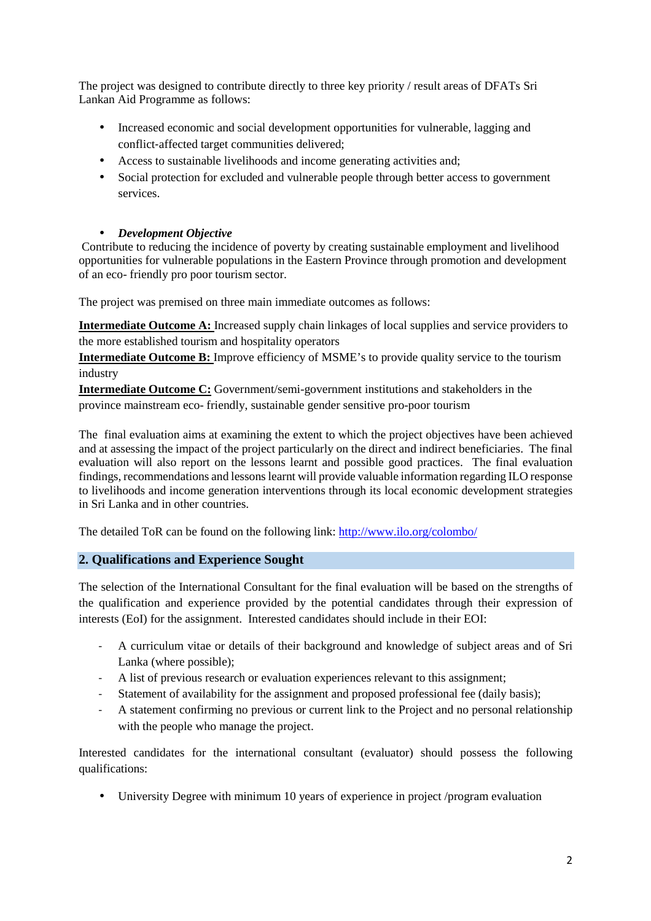The project was designed to contribute directly to three key priority / result areas of DFATs Sri Lankan Aid Programme as follows:

- Increased economic and social development opportunities for vulnerable, lagging and conflict-affected target communities delivered;
- Access to sustainable livelihoods and income generating activities and;
- Social protection for excluded and vulnerable people through better access to government services.

- ***Development Objective***

Contribute to reducing the incidence of poverty by creating sustainable employment and livelihood opportunities for vulnerable populations in the Eastern Province through promotion and development of an eco- friendly pro poor tourism sector.

The project was premised on three main immediate outcomes as follows:

**Intermediate Outcome A:** Increased supply chain linkages of local supplies and service providers to the more established tourism and hospitality operators
**Intermediate Outcome B:** Improve efficiency of MSME's to provide quality service to the tourism industry
**Intermediate Outcome C:** Government/semi-government institutions and stakeholders in the province mainstream eco- friendly, sustainable gender sensitive pro-poor tourism

The final evaluation aims at examining the extent to which the project objectives have been achieved and at assessing the impact of the project particularly on the direct and indirect beneficiaries. The final evaluation will also report on the lessons learnt and possible good practices. The final evaluation findings, recommendations and lessons learnt will provide valuable information regarding ILO response to livelihoods and income generation interventions through its local economic development strategies in Sri Lanka and in other countries.

The detailed ToR can be found on the following link: [http://www.ilo.org/colombo/](http://www.ilo.org/colombo/)

## 2. Qualifications and Experience Sought

The selection of the International Consultant for the final evaluation will be based on the strengths of the qualification and experience provided by the potential candidates through their expression of interests (EoI) for the assignment. Interested candidates should include in their EOI:

- A curriculum vitae or details of their background and knowledge of subject areas and of Sri Lanka (where possible);
- A list of previous research or evaluation experiences relevant to this assignment;
- Statement of availability for the assignment and proposed professional fee (daily basis);
- A statement confirming no previous or current link to the Project and no personal relationship with the people who manage the project.

Interested candidates for the international consultant (evaluator) should possess the following qualifications:

- University Degree with minimum 10 years of experience in project /program evaluation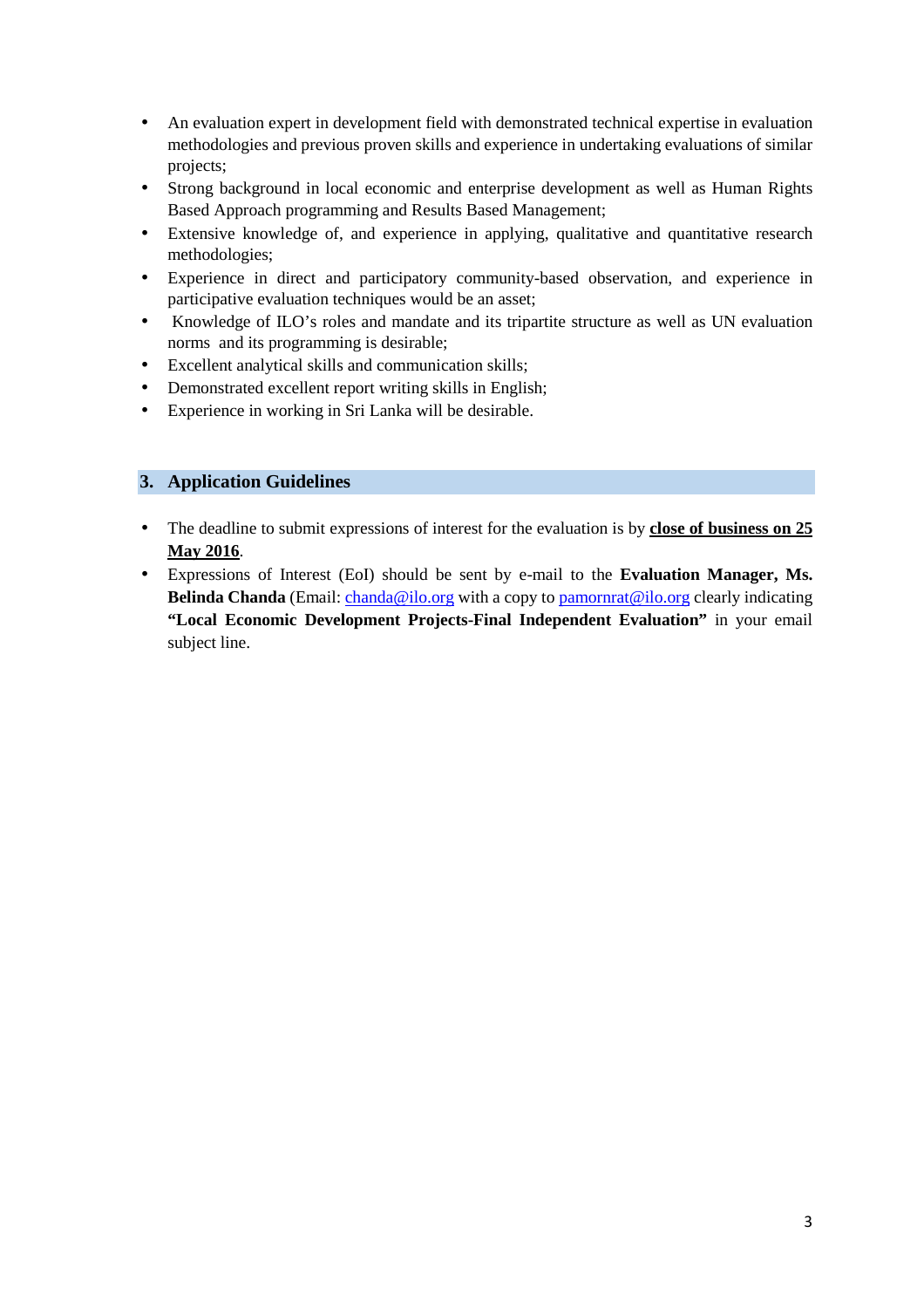- An evaluation expert in development field with demonstrated technical expertise in evaluation methodologies and previous proven skills and experience in undertaking evaluations of similar projects;
- Strong background in local economic and enterprise development as well as Human Rights Based Approach programming and Results Based Management;
- Extensive knowledge of, and experience in applying, qualitative and quantitative research methodologies;
- Experience in direct and participatory community-based observation, and experience in participative evaluation techniques would be an asset;
- Knowledge of ILO's roles and mandate and its tripartite structure as well as UN evaluation norms and its programming is desirable;
- Excellent analytical skills and communication skills;
- Demonstrated excellent report writing skills in English;
- Experience in working in Sri Lanka will be desirable.

## 3. Application Guidelines

- The deadline to submit expressions of interest for the evaluation is by **close of business on 25 May 2016**.
- Expressions of Interest (EoI) should be sent by e-mail to the **Evaluation Manager, Ms. Belinda Chanda** (Email: chanda@ilo.org with a copy to pamornrat@ilo.org clearly indicating **"Local Economic Development Projects-Final Independent Evaluation"** in your email subject line.